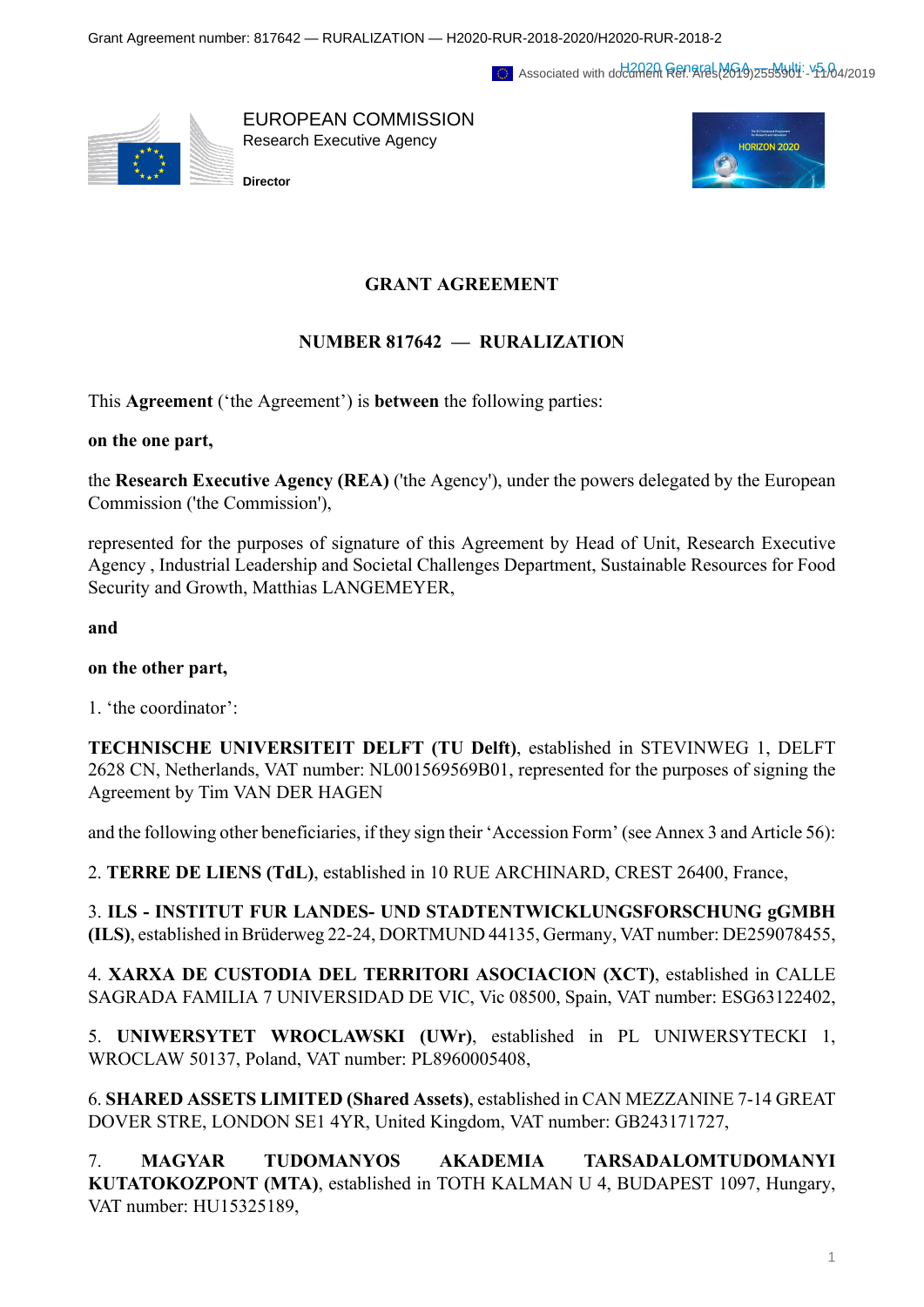EUROPEAN COMMISSION
Research Executive Agency

**Director**

# GRANT AGREEMENT

## NUMBER 817642 — RURALIZATION

This **Agreement** (‘the Agreement’) is **between** the following parties:

**on the one part,**

the **Research Executive Agency (REA)** ('the Agency'), under the powers delegated by the European Commission ('the Commission'),

represented for the purposes of signature of this Agreement by Head of Unit, Research Executive Agency , Industrial Leadership and Societal Challenges Department, Sustainable Resources for Food Security and Growth, Matthias LANGEMEYER,

**and**

**on the other part,**

1. ‘the coordinator’:

**TECHNISCHE UNIVERSITEIT DELFT (TU Delft)**, established in STEVINWEG 1, DELFT 2628 CN, Netherlands, VAT number: NL001569569B01, represented for the purposes of signing the Agreement by Tim VAN DER HAGEN

and the following other beneficiaries, if they sign their ‘Accession Form’ (see Annex 3 and Article 56):

2. **TERRE DE LIENS (TdL)**, established in 10 RUE ARCHINARD, CREST 26400, France,

3. **ILS - INSTITUT FUR LANDES- UND STADTENTWICKLUNGSFORSCHUNG gGMBH (ILS)**, established in Brüderweg 22-24, DORTMUND 44135, Germany, VAT number: DE259078455,

4. **XARXA DE CUSTODIA DEL TERRITORI ASOCIACION (XCT)**, established in CALLE SAGRADA FAMILIA 7 UNIVERSIDAD DE VIC, Vic 08500, Spain, VAT number: ESG63122402,

5. **UNIWERSYTET WROCLAWSKI (UWr)**, established in PL UNIWERSYTECKI 1, WROCLAW 50137, Poland, VAT number: PL8960005408,

6. **SHARED ASSETS LIMITED (Shared Assets)**, established in CAN MEZZANINE 7-14 GREAT DOVER STRE, LONDON SE1 4YR, United Kingdom, VAT number: GB243171727,

7. **MAGYAR TUDOMANYOS AKADEMIA TARSADALOMTUDOMANYI KUTATOKOZPONT (MTA)**, established in TOTH KALMAN U 4, BUDAPEST 1097, Hungary, VAT number: HU15325189,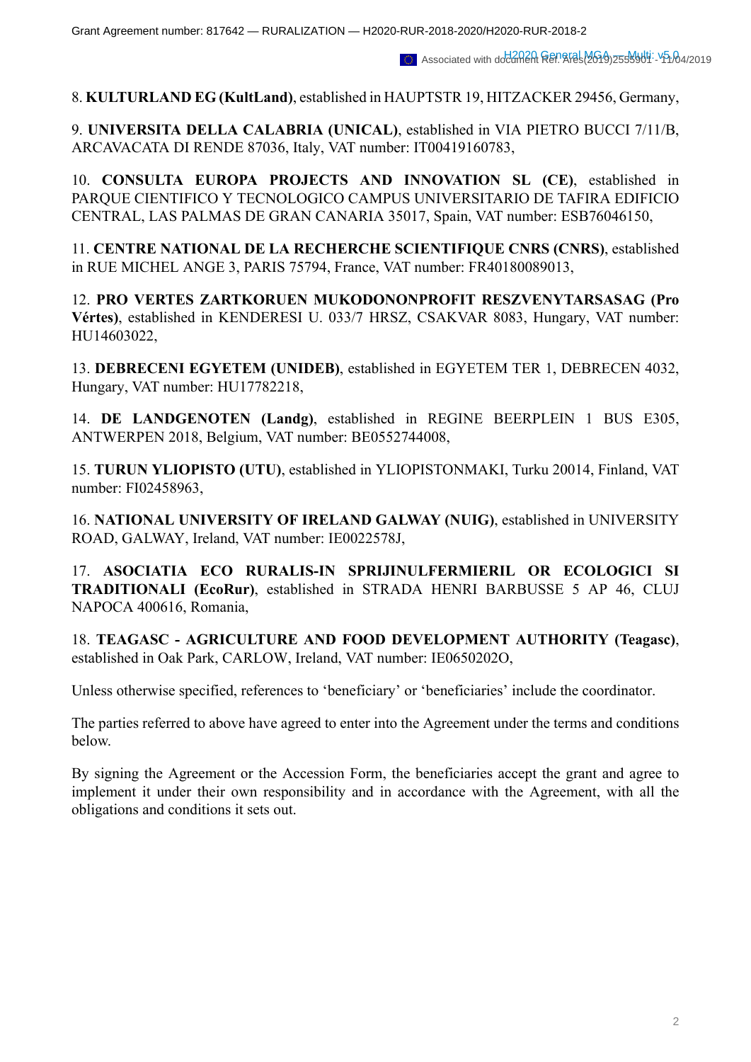8. **KULTURLAND EG (KultLand)**, established in HAUPTSTR 19, HITZACKER 29456, Germany,

9. **UNIVERSITA DELLA CALABRIA (UNICAL)**, established in VIA PIETRO BUCCI 7/11/B, ARCAVACATA DI RENDE 87036, Italy, VAT number: IT00419160783,

10. **CONSULTA EUROPA PROJECTS AND INNOVATION SL (CE)**, established in PARQUE CIENTIFICO Y TECNOLOGICO CAMPUS UNIVERSITARIO DE TAFIRA EDIFICIO CENTRAL, LAS PALMAS DE GRAN CANARIA 35017, Spain, VAT number: ESB76046150,

11. **CENTRE NATIONAL DE LA RECHERCHE SCIENTIFIQUE CNRS (CNRS)**, established in RUE MICHEL ANGE 3, PARIS 75794, France, VAT number: FR40180089013,

12. **PRO VERTES ZARTKORUEN MUKODONONPROFIT RESZVENYTARSASAG (Pro Vértes)**, established in KENDERESI U. 033/7 HRSZ, CSAKVAR 8083, Hungary, VAT number: HU14603022,

13. **DEBRECENI EGYETEM (UNIDEB)**, established in EGYETEM TER 1, DEBRECEN 4032, Hungary, VAT number: HU17782218,

14. **DE LANDGENOTEN (Landg)**, established in REGINE BEERPLEIN 1 BUS E305, ANTWERPEN 2018, Belgium, VAT number: BE0552744008,

15. **TURUN YLIOPISTO (UTU)**, established in YLIOPISTONMAKI, Turku 20014, Finland, VAT number: FI02458963,

16. **NATIONAL UNIVERSITY OF IRELAND GALWAY (NUIG)**, established in UNIVERSITY ROAD, GALWAY, Ireland, VAT number: IE0022578J,

17. **ASOCIATIA ECO RURALIS-IN SPRIJINULFERMIERIL OR ECOLOGICI SI TRADITIONALI (EcoRur)**, established in STRADA HENRI BARBUSSE 5 AP 46, CLUJ NAPOCA 400616, Romania,

18. **TEAGASC - AGRICULTURE AND FOOD DEVELOPMENT AUTHORITY (Teagasc)**, established in Oak Park, CARLOW, Ireland, VAT number: IE0650202O,

Unless otherwise specified, references to 'beneficiary' or 'beneficiaries' include the coordinator.

The parties referred to above have agreed to enter into the Agreement under the terms and conditions below.

By signing the Agreement or the Accession Form, the beneficiaries accept the grant and agree to implement it under their own responsibility and in accordance with the Agreement, with all the obligations and conditions it sets out.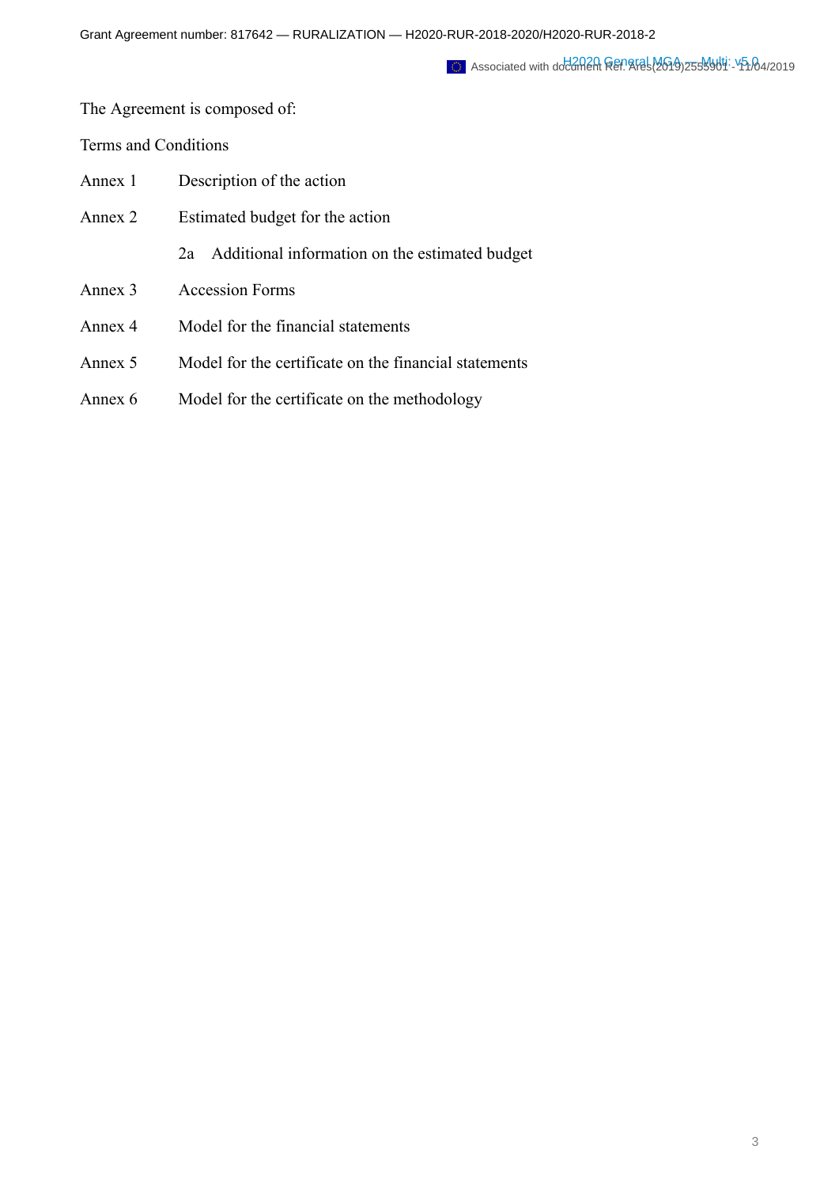The Agreement is composed of:

Terms and Conditions

| | |
|---|---|
| Annex 1 | Description of the action |
| Annex 2 | Estimated budget for the action |
| | 2a Additional information on the estimated budget |
| Annex 3 | Accession Forms |
| Annex 4 | Model for the financial statements |
| Annex 5 | Model for the certificate on the financial statements |
| Annex 6 | Model for the certificate on the methodology |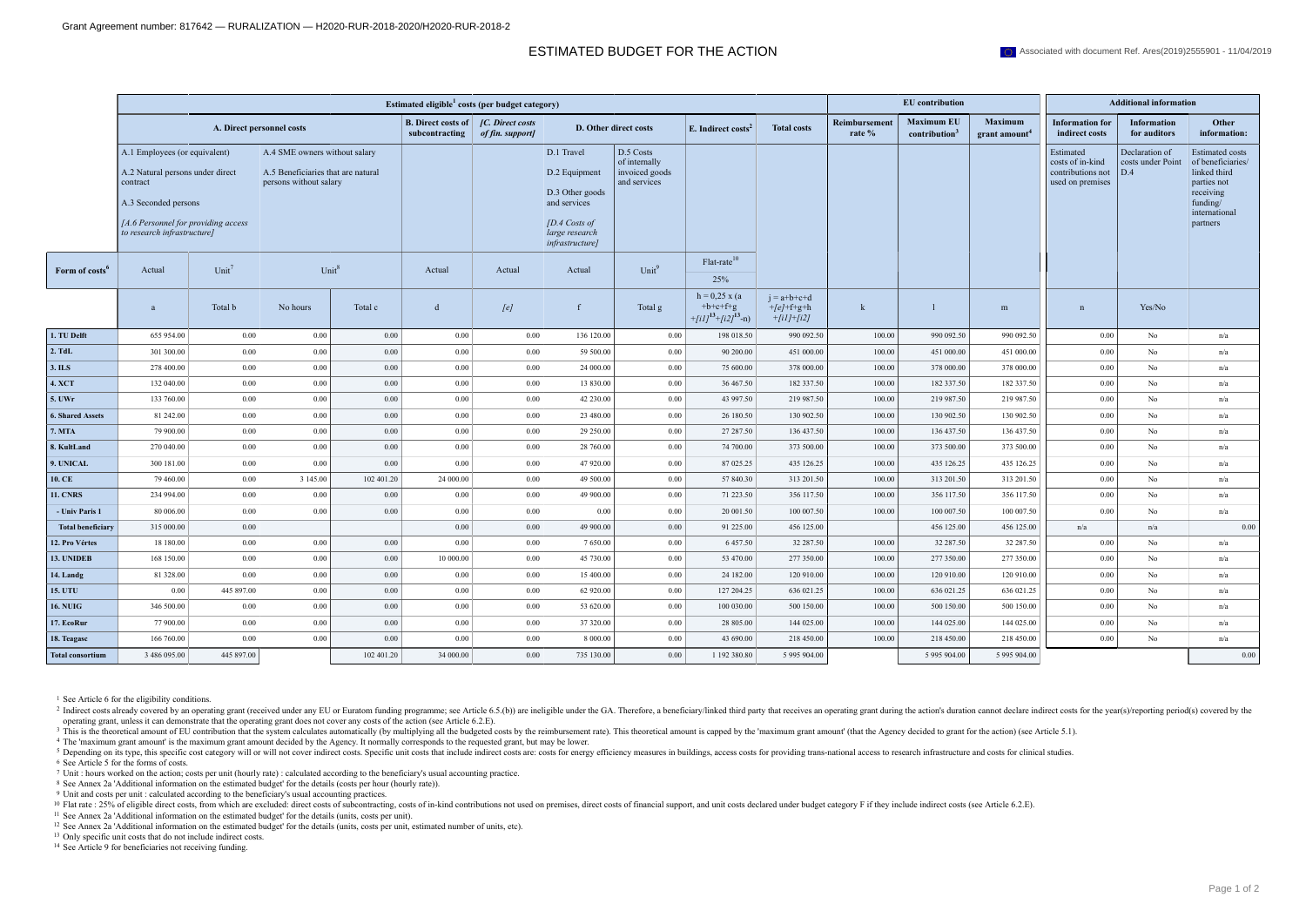Grant Agreement number: 817642 — RURALIZATION — H2020-RUR-2018-2020/H2020-RUR-2018-2

# ESTIMATED BUDGET FOR THE ACTION

Associated with document Ref. Ares(2019)2555901 - 11/04/2019

| | Estimated eligible[1] costs (per budget category) | | | | | | | | | | | EU contribution | | | Additional information | | |
|---|---|---|---|---|---|---|---|---|---|---|---|---|---|---|---|---|---|
| | A. Direct personnel costs | | | | B. Direct costs of subcontracting | [C. Direct costs of fin. support] | D. Other direct costs | | E. Indirect costs[2] | Total costs | Reimbursement rate % | Maximum EU contribution[3] | Maximum grant amount[4] | Information for indirect costs | Information for auditors | Other information: |
| | A.1 Employees (or equivalent)<br>A.2 Natural persons under direct contract<br>A.3 Seconded persons<br>[A.6 Personnel for providing access to research infrastructure] | | A.4 SME owners without salary<br>A.5 Beneficiaries that are natural persons without salary | | | | D.1 Travel<br>D.2 Equipment<br>D.3 Other goods and services<br>[D.4 Costs of large research infrastructure] | D.5 Costs of internally invoiced goods and services | | | | | | Estimated costs of in-kind contributions not used on premises | Declaration of costs under Point D.4 | Estimated costs of beneficiaries/ linked third parties not receiving funding/ international partners |
| Form of costs[6] | Actual | Unit[7] | Unit[8] | | Actual | Actual | Actual | Unit[9] | Flat-rate[10] 25% | | | | | | | |
| | a | Total b | No hours | Total c | d | [e] | f | Total g | $h = 0,25 \times (a + b + c + f + g + [i1]^{13} + [i2]^{13} - n)$ | $j = a+b+c+d+[e]+f+g+h+[i1]+[i2]$ | k | l | m | n | Yes/No | |
| 1. TU Delft | 655 954.00 | 0.00 | 0.00 | 0.00 | 0.00 | 0.00 | 136 120.00 | 0.00 | 198 018.50 | 990 092.50 | 100.00 | 990 092.50 | 990 092.50 | 0.00 | No | n/a |
| 2. TdL | 301 300.00 | 0.00 | 0.00 | 0.00 | 0.00 | 0.00 | 59 500.00 | 0.00 | 90 200.00 | 451 000.00 | 100.00 | 451 000.00 | 451 000.00 | 0.00 | No | n/a |
| 3. ILS | 278 400.00 | 0.00 | 0.00 | 0.00 | 0.00 | 0.00 | 24 000.00 | 0.00 | 75 600.00 | 378 000.00 | 100.00 | 378 000.00 | 378 000.00 | 0.00 | No | n/a |
| 4. XCT | 132 040.00 | 0.00 | 0.00 | 0.00 | 0.00 | 0.00 | 13 830.00 | 0.00 | 36 467.50 | 182 337.50 | 100.00 | 182 337.50 | 182 337.50 | 0.00 | No | n/a |
| 5. UWr | 133 760.00 | 0.00 | 0.00 | 0.00 | 0.00 | 0.00 | 42 230.00 | 0.00 | 43 997.50 | 219 987.50 | 100.00 | 219 987.50 | 219 987.50 | 0.00 | No | n/a |
| 6. Shared Assets | 81 242.00 | 0.00 | 0.00 | 0.00 | 0.00 | 0.00 | 23 480.00 | 0.00 | 26 180.50 | 130 902.50 | 100.00 | 130 902.50 | 130 902.50 | 0.00 | No | n/a |
| 7. MTA | 79 900.00 | 0.00 | 0.00 | 0.00 | 0.00 | 0.00 | 29 250.00 | 0.00 | 27 287.50 | 136 437.50 | 100.00 | 136 437.50 | 136 437.50 | 0.00 | No | n/a |
| 8. KultLand | 270 040.00 | 0.00 | 0.00 | 0.00 | 0.00 | 0.00 | 28 760.00 | 0.00 | 74 700.00 | 373 500.00 | 100.00 | 373 500.00 | 373 500.00 | 0.00 | No | n/a |
| 9. UNICAL | 300 181.00 | 0.00 | 0.00 | 0.00 | 0.00 | 0.00 | 47 920.00 | 0.00 | 87 025.25 | 435 126.25 | 100.00 | 435 126.25 | 435 126.25 | 0.00 | No | n/a |
| 10. CE | 79 460.00 | 0.00 | 3 145.00 | 102 401.20 | 24 000.00 | 0.00 | 49 500.00 | 0.00 | 57 840.30 | 313 201.50 | 100.00 | 313 201.50 | 313 201.50 | 0.00 | No | n/a |
| 11. CNRS | 234 994.00 | 0.00 | 0.00 | 0.00 | 0.00 | 0.00 | 49 900.00 | 0.00 | 71 223.50 | 356 117.50 | 100.00 | 356 117.50 | 356 117.50 | 0.00 | No | n/a |
| - Univ Paris 1 | 80 006.00 | 0.00 | 0.00 | 0.00 | 0.00 | 0.00 | 0.00 | 0.00 | 20 001.50 | 100 007.50 | 100.00 | 100 007.50 | 100 007.50 | 0.00 | No | n/a |
| Total beneficiary | 315 000.00 | 0.00 | | | 0.00 | 0.00 | 49 900.00 | 0.00 | 91 225.00 | 456 125.00 | | 456 125.00 | 456 125.00 | n/a | n/a | 0.00 |
| 12. Pro Vértes | 18 180.00 | 0.00 | 0.00 | 0.00 | 0.00 | 0.00 | 7 650.00 | 0.00 | 6 457.50 | 32 287.50 | 100.00 | 32 287.50 | 32 287.50 | 0.00 | No | n/a |
| 13. UNIDEB | 168 150.00 | 0.00 | 0.00 | 0.00 | 10 000.00 | 0.00 | 45 730.00 | 0.00 | 53 470.00 | 277 350.00 | 100.00 | 277 350.00 | 277 350.00 | 0.00 | No | n/a |
| 14. Landg | 81 328.00 | 0.00 | 0.00 | 0.00 | 0.00 | 0.00 | 15 400.00 | 0.00 | 24 182.00 | 120 910.00 | 100.00 | 120 910.00 | 120 910.00 | 0.00 | No | n/a |
| 15. UTU | 0.00 | 445 897.00 | 0.00 | 0.00 | 0.00 | 0.00 | 62 920.00 | 0.00 | 127 204.25 | 636 021.25 | 100.00 | 636 021.25 | 636 021.25 | 0.00 | No | n/a |
| 16. NUIG | 346 500.00 | 0.00 | 0.00 | 0.00 | 0.00 | 0.00 | 53 620.00 | 0.00 | 100 030.00 | 500 150.00 | 100.00 | 500 150.00 | 500 150.00 | 0.00 | No | n/a |
| 17. EcoRur | 77 900.00 | 0.00 | 0.00 | 0.00 | 0.00 | 0.00 | 37 320.00 | 0.00 | 28 805.00 | 144 025.00 | 100.00 | 144 025.00 | 144 025.00 | 0.00 | No | n/a |
| 18. Teagasc | 166 760.00 | 0.00 | 0.00 | 0.00 | 0.00 | 0.00 | 8 000.00 | 0.00 | 43 690.00 | 218 450.00 | 100.00 | 218 450.00 | 218 450.00 | 0.00 | No | n/a |
| Total consortium | 3 486 095.00 | 445 897.00 | | 102 401.20 | 34 000.00 | 0.00 | 735 130.00 | 0.00 | 1 192 380.80 | 5 995 904.00 | | 5 995 904.00 | 5 995 904.00 | | | 0.00 |

[1] See Article 6 for the eligibility conditions.

[2] Indirect costs already covered by an operating grant (received under any EU or Euratom funding programme; see Article 6.5.(b)) are ineligible under the GA. Therefore, a beneficiary/linked third party that receives an operating grant during the action's duration cannot declare indirect costs for the year(s)/reporting period(s) covered by the operating grant, unless it can demonstrate that the operating grant does not cover any costs of the action (see Article 6.2.E).

[3] This is the theoretical amount of EU contribution that the system calculates automatically (by multiplying all the budgeted costs by the reimbursement rate). This theoretical amount is capped by the 'maximum grant amount' (that the Agency decided to grant for the action) (see Article 5.1).

[4] The 'maximum grant amount' is the maximum grant amount decided by the Agency. It normally corresponds to the requested grant, but may be lower.

[5] Depending on its type, this specific cost category will or will not cover indirect costs. Specific unit costs that include indirect costs are: costs for energy efficiency measures in buildings, access costs for providing trans-national access to research infrastructure and costs for clinical studies.

[6] See Article 5 for the forms of costs.

[7] Unit : hours worked on the action; costs per unit (hourly rate) : calculated according to the beneficiary's usual accounting practice.

[8] See Annex 2a 'Additional information on the estimated budget' for the details (costs per hour (hourly rate)).

[9] Unit and costs per unit : calculated according to the beneficiary's usual accounting practices.

[10] Flat rate : 25% of eligible direct costs, from which are excluded: direct costs of subcontracting, costs of in-kind contributions not used on premises, direct costs of financial support, and unit costs declared under budget category F if they include indirect costs (see Article 6.2.E).

[11] See Annex 2a 'Additional information on the estimated budget' for the details (units, costs per unit).

[12] See Annex 2a 'Additional information on the estimated budget' for the details (units, costs per unit, estimated number of units, etc).

[13] Only specific unit costs that do not include indirect costs.

[14] See Article 9 for beneficiaries not receiving funding.